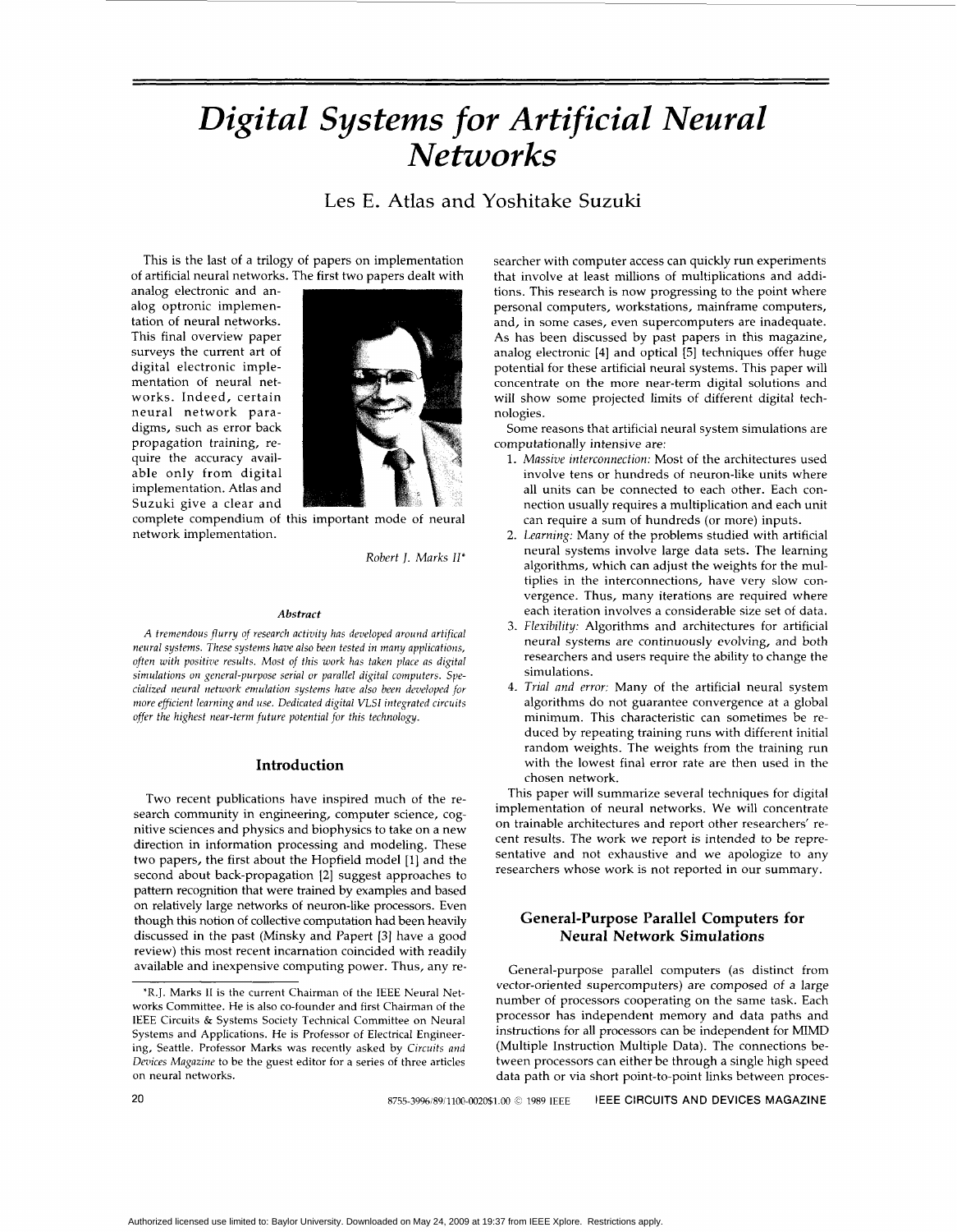# *Digital Systems for Artificial Neural Networks*

Les E. Atlas and Yoshitake Suzuki

This is the last of a trilogy of papers on implementation of artificial neural networks. The first two papers dealt with analog electronic and analog optronic implementation of neural networks. This final overview paper surveys the current art of digital electronic implementation of neural networks. Indeed, certain neural network paradigms, such as error back propagation training, require the accuracy available only from digital implementation. Atlas and Suzuki give a clear and complete compendium of this important mode of neural network implementation.

*Robert J. Marks II\**

### *Abstract*

*A tremendous flurry of research activity has developed around artifical neural systems. These systems have also been tested in many applications, often with positive results. Most of this work has taken place as digital simulations on general-purpose serial or parallel digital computers. Specialized neural network emulation systems have also been developed for more efficient learning and use. Dedicated digital VLSI integrated circuits offer the highest near-term future potential for this technology.*

## Introduction

Two recent publications have inspired much of the research community in engineering, computer science, cognitive sciences and physics and biophysics to take on a new direction in information processing and modeling. These two papers, the first about the Hopfield model [1] and the second about back-propagation [2] suggest approaches to pattern recognition that were trained by examples and based on relatively large networks of neuron-like processors. Even though this notion of collective computation had been heavily discussed in the past (Minsky and Papert [3] have a good review) this most recent incarnation coincided with readily available and inexpensive computing power. Thus, any researcher with computer access can quickly run experiments that involve at least millions of multiplications and additions. This research is now progressing to the point where personal computers, workstations, mainframe computers, and, in some cases, even supercomputers are inadequate. As has been discussed by past papers in this magazine, analog electronic [4] and optical [5] techniques offer huge potential for these artificial neural systems. This paper will concentrate on the more near-term digital solutions and will show some projected limits of different digital technologies.

Some reasons that artificial neural system simulations are computationally intensive are:

1. *Massive interconnection:* Most of the architectures used involve tens or hundreds of neuron-like units where all units can be connected to each other. Each connection usually requires a multiplication and each unit can require a sum of hundreds (or more) inputs.
2. *Learning:* Many of the problems studied with artificial neural systems involve large data sets. The learning algorithms, which can adjust the weights for the multiplies in the interconnections, have very slow convergence. Thus, many iterations are required where each iteration involves a considerable size set of data.
3. *Flexibility:* Algorithms and architectures for artificial neural systems are continuously evolving, and both researchers and users require the ability to change the simulations.
4. *Trial and error:* Many of the artificial neural system algorithms do not guarantee convergence at a global minimum. This characteristic can sometimes be reduced by repeating training runs with different initial random weights. The weights from the training run with the lowest final error rate are then used in the chosen network.

This paper will summarize several techniques for digital implementation of neural networks. We will concentrate on trainable architectures and report other researchers' recent results. The work we report is intended to be representative and not exhaustive and we apologize to any researchers whose work is not reported in our summary.

## General-Purpose Parallel Computers for Neural Network Simulations

General-purpose parallel computers (as distinct from vector-oriented supercomputers) are composed of a large number of processors cooperating on the same task. Each processor has independent memory and data paths and instructions for all processors can be independent for MIMD (Multiple Instruction Multiple Data). The connections between processors can either be through a single high speed data path or via short point-to-point links between proces-

\*R.J. Marks II is the current Chairman of the IEEE Neural Networks Committee. He is also co-founder and first Chairman of the IEEE Circuits & Systems Society Technical Committee on Neural Systems and Applications. He is Professor of Electrical Engineering, Seattle. Professor Marks was recently asked by *Circuits and Devices Magazine* to be the guest editor for a series of three articles on neural networks.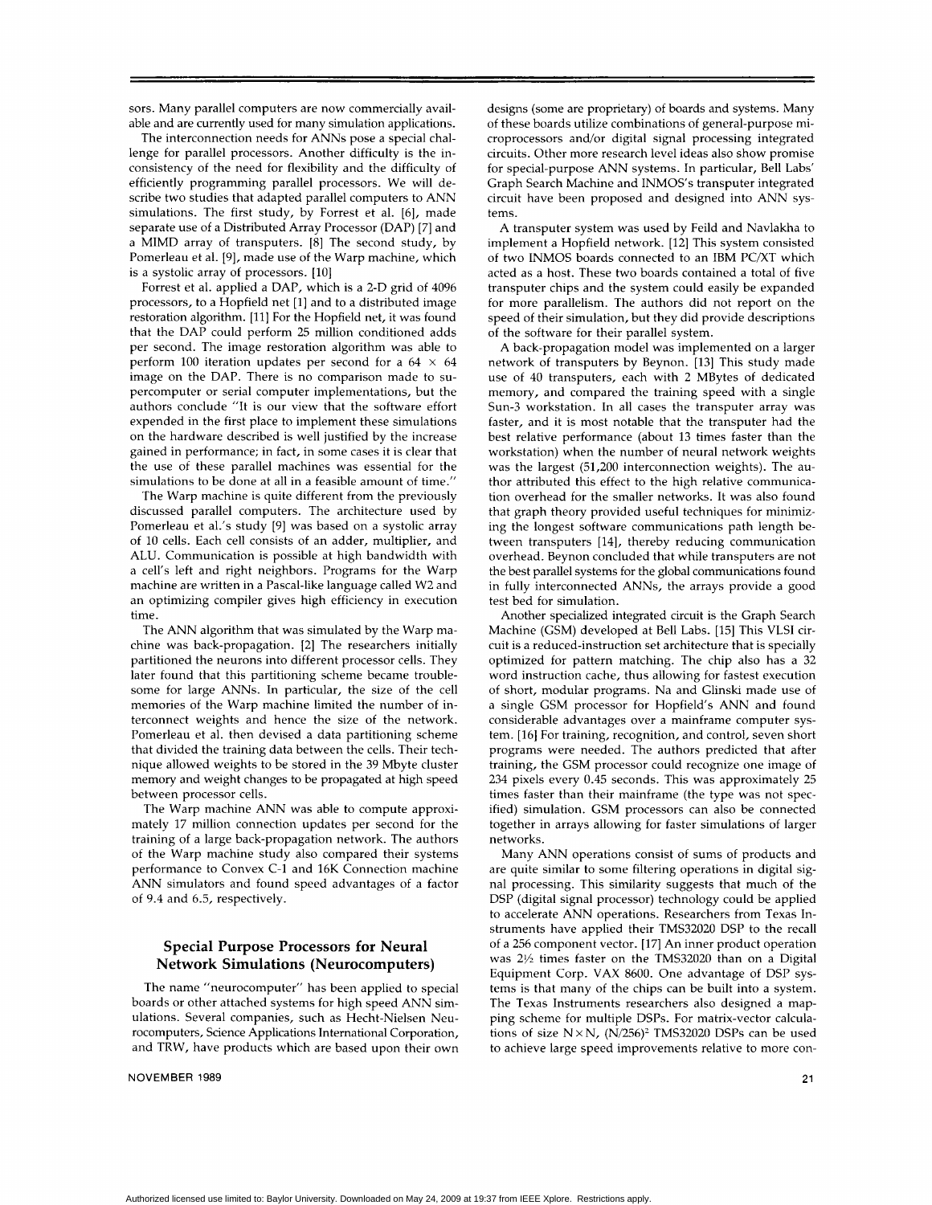sors. Many parallel computers are now commercially available and are currently used for many simulation applications.

The interconnection needs for ANNs pose a special challenge for parallel processors. Another difficulty is the inconsistency of the need for flexibility and the difficulty of efficiently programming parallel processors. We will describe two studies that adapted parallel computers to ANN simulations. The first study, by Forrest et al. [6], made separate use of a Distributed Array Processor (DAP) [7] and a MIMD array of transputers. [8] The second study, by Pomerleau et al. [9], made use of the Warp machine, which is a systolic array of processors. [10]

Forrest et al. applied a DAP, which is a 2-D grid of 4096 processors, to a Hopfield net [1] and to a distributed image restoration algorithm. [11] For the Hopfield net, it was found that the DAP could perform 25 million conditioned adds per second. The image restoration algorithm was able to perform 100 iteration updates per second for a 64 × 64 image on the DAP. There is no comparison made to supercomputer or serial computer implementations, but the authors conclude "It is our view that the software effort expended in the first place to implement these simulations on the hardware described is well justified by the increase gained in performance; in fact, in some cases it is clear that the use of these parallel machines was essential for the simulations to be done at all in a feasible amount of time."

The Warp machine is quite different from the previously discussed parallel computers. The architecture used by Pomerleau et al.'s study [9] was based on a systolic array of 10 cells. Each cell consists of an adder, multiplier, and ALU. Communication is possible at high bandwidth with a cell's left and right neighbors. Programs for the Warp machine are written in a Pascal-like language called W2 and an optimizing compiler gives high efficiency in execution time.

The ANN algorithm that was simulated by the Warp machine was back-propagation. [2] The researchers initially partitioned the neurons into different processor cells. They later found that this partitioning scheme became troublesome for large ANNs. In particular, the size of the cell memories of the Warp machine limited the number of interconnect weights and hence the size of the network. Pomerleau et al. then devised a data partitioning scheme that divided the training data between the cells. Their technique allowed weights to be stored in the 39 Mbyte cluster memory and weight changes to be propagated at high speed between processor cells.

The Warp machine ANN was able to compute approximately 17 million connection updates per second for the training of a large back-propagation network. The authors of the Warp machine study also compared their systems performance to Convex C-1 and 16K Connection machine ANN simulators and found speed advantages of a factor of 9.4 and 6.5, respectively.

## Special Purpose Processors for Neural Network Simulations (Neurocomputers)

The name "neurocomputer" has been applied to special boards or other attached systems for high speed ANN simulations. Several companies, such as Hecht-Nielsen Neurocomputers, Science Applications International Corporation, and TRW, have products which are based upon their own designs (some are proprietary) of boards and systems. Many of these boards utilize combinations of general-purpose microprocessors and/or digital signal processing integrated circuits. Other more research level ideas also show promise for special-purpose ANN systems. In particular, Bell Labs' Graph Search Machine and INMOS's transputer integrated circuit have been proposed and designed into ANN systems.

A transputer system was used by Feild and Navlakha to implement a Hopfield network. [12] This system consisted of two INMOS boards connected to an IBM PC/XT which acted as a host. These two boards contained a total of five transputer chips and the system could easily be expanded for more parallelism. The authors did not report on the speed of their simulation, but they did provide descriptions of the software for their parallel system.

A back-propagation model was implemented on a larger network of transputers by Beynon. [13] This study made use of 40 transputers, each with 2 MBytes of dedicated memory, and compared the training speed with a single Sun-3 workstation. In all cases the transputer array was faster, and it is most notable that the transputer had the best relative performance (about 13 times faster than the workstation) when the number of neural network weights was the largest (51,200 interconnection weights). The author attributed this effect to the high relative communication overhead for the smaller networks. It was also found that graph theory provided useful techniques for minimizing the longest software communications path length between transputers [14], thereby reducing communication overhead. Beynon concluded that while transputers are not the best parallel systems for the global communications found in fully interconnected ANNs, the arrays provide a good test bed for simulation.

Another specialized integrated circuit is the Graph Search Machine (GSM) developed at Bell Labs. [15] This VLSI circuit is a reduced-instruction set architecture that is specially optimized for pattern matching. The chip also has a 32 word instruction cache, thus allowing for fastest execution of short, modular programs. Na and Glinski made use of a single GSM processor for Hopfield's ANN and found considerable advantages over a mainframe computer system. [16] For training, recognition, and control, seven short programs were needed. The authors predicted that after training, the GSM processor could recognize one image of 234 pixels every 0.45 seconds. This was approximately 25 times faster than their mainframe (the type was not specified) simulation. GSM processors can also be connected together in arrays allowing for faster simulations of larger networks.

Many ANN operations consist of sums of products and are quite similar to some filtering operations in digital signal processing. This similarity suggests that much of the DSP (digital signal processor) technology could be applied to accelerate ANN operations. Researchers from Texas Instruments have applied their TMS32020 DSP to the recall of a 256 component vector. [17] An inner product operation was 2½ times faster on the TMS32020 than on a Digital Equipment Corp. VAX 8600. One advantage of DSP systems is that many of the chips can be built into a system. The Texas Instruments researchers also designed a mapping scheme for multiple DSPs. For matrix-vector calculations of size $N \times N$, $(N/256)^2$ TMS32020 DSPs can be used to achieve large speed improvements relative to more con-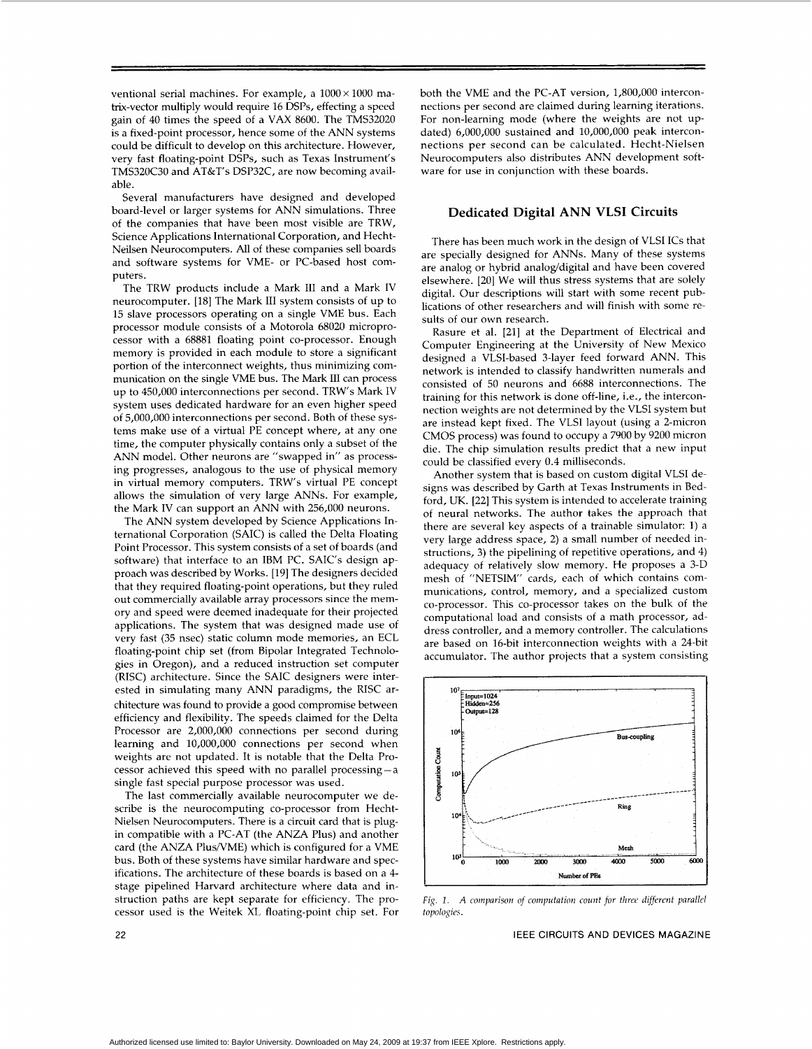ventional serial machines. For example, a $1000 \times 1000$ matrix-vector multiply would require 16 DSPs, effecting a speed gain of 40 times the speed of a VAX 8600. The TMS32020 is a fixed-point processor, hence some of the ANN systems could be difficult to develop on this architecture. However, very fast floating-point DSPs, such as Texas Instrument's TMS320C30 and AT&T's DSP32C, are now becoming available.

Several manufacturers have designed and developed board-level or larger systems for ANN simulations. Three of the companies that have been most visible are TRW, Science Applications International Corporation, and Hecht-Neilsen Neurocomputers. All of these companies sell boards and software systems for VME- or PC-based host computers.

The TRW products include a Mark III and a Mark IV neurocomputer. [18] The Mark III system consists of up to 15 slave processors operating on a single VME bus. Each processor module consists of a Motorola 68020 microprocessor with a 68881 floating point co-processor. Enough memory is provided in each module to store a significant portion of the interconnect weights, thus minimizing communication on the single VME bus. The Mark III can process up to 450,000 interconnections per second. TRW's Mark IV system uses dedicated hardware for an even higher speed of 5,000,000 interconnections per second. Both of these systems make use of a virtual PE concept where, at any one time, the computer physically contains only a subset of the ANN model. Other neurons are "swapped in" as processing progresses, analogous to the use of physical memory in virtual memory computers. TRW's virtual PE concept allows the simulation of very large ANNs. For example, the Mark IV can support an ANN with 256,000 neurons.

The ANN system developed by Science Applications International Corporation (SAIC) is called the Delta Floating Point Processor. This system consists of a set of boards (and software) that interface to an IBM PC. SAIC's design approach was described by Works. [19] The designers decided that they required floating-point operations, but they ruled out commercially available array processors since the memory and speed were deemed inadequate for their projected applications. The system that was designed made use of very fast (35 nsec) static column mode memories, an ECL floating-point chip set (from Bipolar Integrated Technologies in Oregon), and a reduced instruction set computer (RISC) architecture. Since the SAIC designers were interested in simulating many ANN paradigms, the RISC architecture was found to provide a good compromise between efficiency and flexibility. The speeds claimed for the Delta Processor are 2,000,000 connections per second during learning and 10,000,000 connections per second when weights are not updated. It is notable that the Delta Processor achieved this speed with no parallel processing—a single fast special purpose processor was used.

The last commercially available neurocomputer we describe is the neurocomputing co-processor from Hecht-Nielsen Neurocomputers. There is a circuit card that is plug-in compatible with a PC-AT (the ANZA Plus) and another card (the ANZA Plus/VME) which is configured for a VME bus. Both of these systems have similar hardware and specifications. The architecture of these boards is based on a 4-stage pipelined Harvard architecture where data and instruction paths are kept separate for efficiency. The processor used is the Weitek XL floating-point chip set. For both the VME and the PC-AT version, 1,800,000 interconnections per second are claimed during learning iterations. For non-learning mode (where the weights are not updated) 6,000,000 sustained and 10,000,000 peak interconnections per second can be calculated. Hecht-Nielsen Neurocomputers also distributes ANN development software for use in conjunction with these boards.

## Dedicated Digital ANN VLSI Circuits

There has been much work in the design of VLSI ICs that are specially designed for ANNs. Many of these systems are analog or hybrid analog/digital and have been covered elsewhere. [20] We will thus stress systems that are solely digital. Our descriptions will start with some recent publications of other researchers and will finish with some results of our own research.

Rasure et al. [21] at the Department of Electrical and Computer Engineering at the University of New Mexico designed a VLSI-based 3-layer feed forward ANN. This network is intended to classify handwritten numerals and consisted of 50 neurons and 6688 interconnections. The training for this network is done off-line, i.e., the interconnection weights are not determined by the VLSI system but are instead kept fixed. The VLSI layout (using a 2-micron CMOS process) was found to occupy a 7900 by 9200 micron die. The chip simulation results predict that a new input could be classified every 0.4 milliseconds.

Another system that is based on custom digital VLSI designs was described by Garth at Texas Instruments in Bedford, UK. [22] This system is intended to accelerate training of neural networks. The author takes the approach that there are several key aspects of a trainable simulator: 1) a very large address space, 2) a small number of needed instructions, 3) the pipelining of repetitive operations, and 4) adequacy of relatively slow memory. He proposes a 3-D mesh of "NETSIM" cards, each of which contains communications, control, memory, and a specialized custom co-processor. This co-processor takes on the bulk of the computational load and consists of a math processor, address controller, and a memory controller. The calculations are based on 16-bit interconnection weights with a 24-bit accumulator. The author projects that a system consisting

Input=1024
Hidden=256
Output=128

$10^7$
$10^6$
$10^5$
$10^4$
$10^3$

Computation Count

Bus-coupling
Ring
Mesh

0 1000 2000 3000 4000 5000 6000

Number of PEs

*Fig. 1. A comparison of computation count for three different parallel topologies.*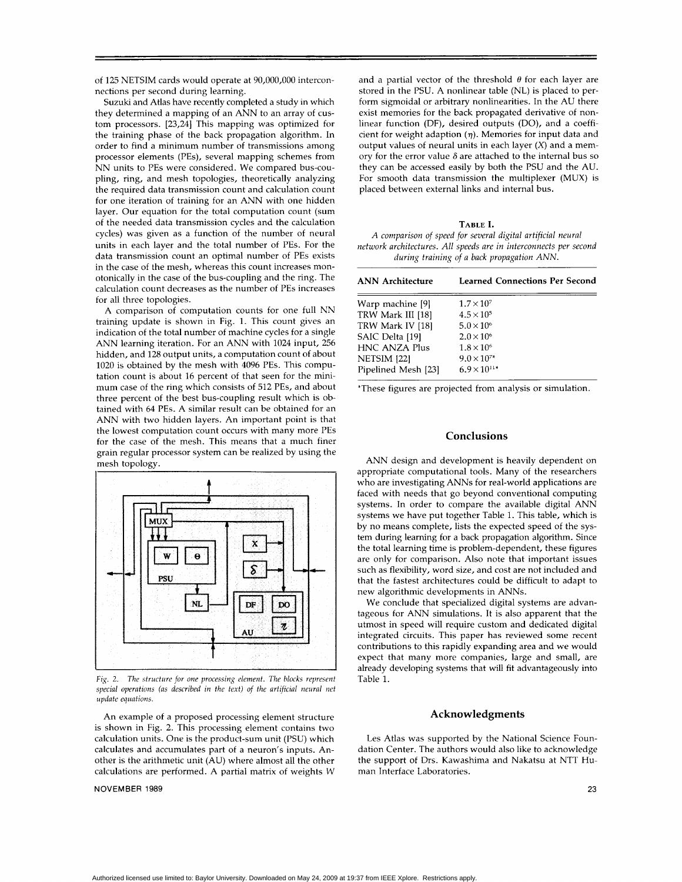of 125 NETSIM cards would operate at 90,000,000 interconnections per second during learning.

Suzuki and Atlas have recently completed a study in which they determined a mapping of an ANN to an array of custom processors. [23,24] This mapping was optimized for the training phase of the back propagation algorithm. In order to find a minimum number of transmissions among processor elements (PEs), several mapping schemes from NN units to PEs were considered. We compared bus-coupling, ring, and mesh topologies, theoretically analyzing the required data transmission count and calculation count for one iteration of training for an ANN with one hidden layer. Our equation for the total computation count (sum of the needed data transmission cycles and the calculation cycles) was given as a function of the number of neural units in each layer and the total number of PEs. For the data transmission count an optimal number of PEs exists in the case of the mesh, whereas this count increases monotonically in the case of the bus-coupling and the ring. The calculation count decreases as the number of PEs increases for all three topologies.

A comparison of computation counts for one full NN training update is shown in Fig. 1. This count gives an indication of the total number of machine cycles for a single ANN learning iteration. For an ANN with 1024 input, 256 hidden, and 128 output units, a computation count of about 1020 is obtained by the mesh with 4096 PEs. This computation count is about 16 percent of that seen for the minimum case of the ring which consists of 512 PEs, and about three percent of the best bus-coupling result which is obtained with 64 PEs. A similar result can be obtained for an ANN with two hidden layers. An important point is that the lowest computation count occurs with many more PEs for the case of the mesh. This means that a much finer grain regular processor system can be realized by using the mesh topology.

MUX
W
θ
PSU
X
δ
NL
DF
DO
AU
η

*Fig. 2. The structure for one processing element. The blocks represent special operations (as described in the text) of the artificial neural net update equations.*

An example of a proposed processing element structure is shown in Fig. 2. This processing element contains two calculation units. One is the product-sum unit (PSU) which calculates and accumulates part of a neuron's inputs. Another is the arithmetic unit (AU) where almost all the other calculations are performed. A partial matrix of weights $W$ and a partial vector of the threshold $\theta$ for each layer are stored in the PSU. A nonlinear table (NL) is placed to perform sigmoidal or arbitrary nonlinearities. In the AU there exist memories for the back propagated derivative of nonlinear function (DF), desired outputs (DO), and a coefficient for weight adaption ($\eta$). Memories for input data and output values of neural units in each layer ($X$) and a memory for the error value $\delta$ are attached to the internal bus so they can be accessed easily by both the PSU and the AU. For smooth data transmission the multiplexer (MUX) is placed between external links and internal bus.

**TABLE I.**
*A comparison of speed for several digital artificial neural network architectures. All speeds are in interconnects per second during training of a back propagation ANN.*

| ANN Architecture | Learned Connections Per Second |
|---|---|
| Warp machine [9] | $1.7 \times 10^7$ |
| TRW Mark III [18] | $4.5 \times 10^5$ |
| TRW Mark IV [18] | $5.0 \times 10^6$ |
| SAIC Delta [19] | $2.0 \times 10^6$ |
| HNC ANZA Plus | $1.8 \times 10^6$ |
| NETSIM [22] | $9.0 \times 10^7$* |
| Pipelined Mesh [23] | $6.9 \times 10^{11}$* |

*These figures are projected from analysis or simulation.

## Conclusions

ANN design and development is heavily dependent on appropriate computational tools. Many of the researchers who are investigating ANNs for real-world applications are faced with needs that go beyond conventional computing systems. In order to compare the available digital ANN systems we have put together Table 1. This table, which is by no means complete, lists the expected speed of the system during learning for a back propagation algorithm. Since the total learning time is problem-dependent, these figures are only for comparison. Also note that important issues such as flexibility, word size, and cost are not included and that the fastest architectures could be difficult to adapt to new algorithmic developments in ANNs.

We conclude that specialized digital systems are advantageous for ANN simulations. It is also apparent that the utmost in speed will require custom and dedicated digital integrated circuits. This paper has reviewed some recent contributions to this rapidly expanding area and we would expect that many more companies, large and small, are already developing systems that will fit advantageously into Table 1.

## Acknowledgments

Les Atlas was supported by the National Science Foundation Center. The authors would also like to acknowledge the support of Drs. Kawashima and Nakatsu at NTT Human Interface Laboratories.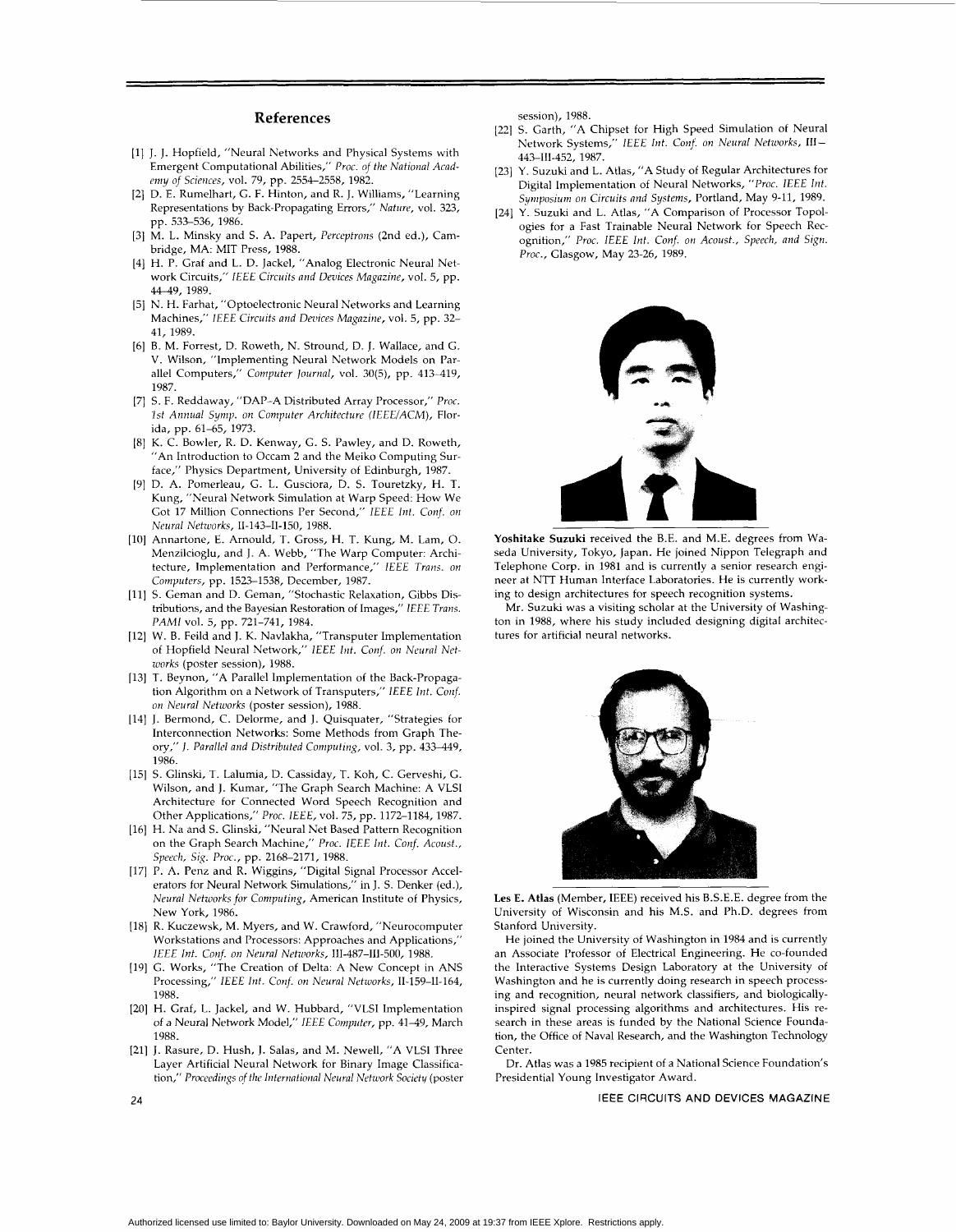## References

[1] J. J. Hopfield, "Neural Networks and Physical Systems with Emergent Computational Abilities," *Proc. of the National Academy of Sciences*, vol. 79, pp. 2554–2558, 1982.

[2] D. E. Rumelhart, G. F. Hinton, and R. J. Williams, "Learning Representations by Back-Propagating Errors," *Nature*, vol. 323, pp. 533–536, 1986.

[3] M. L. Minsky and S. A. Papert, *Perceptrons* (2nd ed.), Cambridge, MA: MIT Press, 1988.

[4] H. P. Graf and L. D. Jackel, "Analog Electronic Neural Network Circuits," *IEEE Circuits and Devices Magazine*, vol. 5, pp. 44–49, 1989.

[5] N. H. Farhat, "Optoelectronic Neural Networks and Learning Machines," *IEEE Circuits and Devices Magazine*, vol. 5, pp. 32–41, 1989.

[6] B. M. Forrest, D. Roweth, N. Stround, D. J. Wallace, and G. V. Wilson, "Implementing Neural Network Models on Parallel Computers," *Computer Journal*, vol. 30(5), pp. 413–419, 1987.

[7] S. F. Reddaway, "DAP–A Distributed Array Processor," *Proc. 1st Annual Symp. on Computer Architecture (IEEE/ACM)*, Florida, pp. 61–65, 1973.

[8] K. C. Bowler, R. D. Kenway, G. S. Pawley, and D. Roweth, "An Introduction to Occam 2 and the Meiko Computing Surface," Physics Department, University of Edinburgh, 1987.

[9] D. A. Pomerleau, G. L. Gusciora, D. S. Touretzky, H. T. Kung, "Neural Network Simulation at Warp Speed: How We Got 17 Million Connections Per Second," *IEEE Int. Conf. on Neural Networks*, II-143–II-150, 1988.

[10] Annartone, E. Arnould, T. Gross, H. T. Kung, M. Lam, O. Menzilcioglu, and J. A. Webb, "The Warp Computer: Architecture, Implementation and Performance," *IEEE Trans. on Computers*, pp. 1523–1538, December, 1987.

[11] S. Geman and D. Geman, "Stochastic Relaxation, Gibbs Distributions, and the Bayesian Restoration of Images," *IEEE Trans. PAMI* vol. 5, pp. 721–741, 1984.

[12] W. B. Feild and J. K. Navlakha, "Transputer Implementation of Hopfield Neural Network," *IEEE Int. Conf. on Neural Networks* (poster session), 1988.

[13] T. Beynon, "A Parallel Implementation of the Back-Propagation Algorithm on a Network of Transputers," *IEEE Int. Conf. on Neural Networks* (poster session), 1988.

[14] J. Bermond, C. Delorme, and J. Quisquater, "Strategies for Interconnection Networks: Some Methods from Graph Theory," *J. Parallel and Distributed Computing*, vol. 3, pp. 433–449, 1986.

[15] S. Glinski, T. Lalumia, D. Cassiday, T. Koh, C. Gerveshi, G. Wilson, and J. Kumar, "The Graph Search Machine: A VLSI Architecture for Connected Word Speech Recognition and Other Applications," *Proc. IEEE*, vol. 75, pp. 1172–1184, 1987.

[16] H. Na and S. Glinski, "Neural Net Based Pattern Recognition on the Graph Search Machine," *Proc. IEEE Int. Conf. Acoust., Speech, Sig. Proc.*, pp. 2168–2171, 1988.

[17] P. A. Penz and R. Wiggins, "Digital Signal Processor Accelerators for Neural Network Simulations," in J. S. Denker (ed.), *Neural Networks for Computing*, American Institute of Physics, New York, 1986.

[18] R. Kuczewsk, M. Myers, and W. Crawford, "Neurocomputer Workstations and Processors: Approaches and Applications," *IEEE Int. Conf. on Neural Networks*, III-487–III-500, 1988.

[19] G. Works, "The Creation of Delta: A New Concept in ANS Processing," *IEEE Int. Conf. on Neural Networks*, II-159–II-164, 1988.

[20] H. Graf, L. Jackel, and W. Hubbard, "VLSI Implementation of a Neural Network Model," *IEEE Computer*, pp. 41–49, March 1988.

[21] J. Rasure, D. Hush, J. Salas, and M. Newell, "A VLSI Three Layer Artificial Neural Network for Binary Image Classification," *Proceedings of the International Neural Network Society* (poster session), 1988.

[22] S. Garth, "A Chipset for High Speed Simulation of Neural Network Systems," *IEEE Int. Conf. on Neural Networks*, III–443–III-452, 1987.

[23] Y. Suzuki and L. Atlas, "A Study of Regular Architectures for Digital Implementation of Neural Networks," *Proc. IEEE Int. Symposium on Circuits and Systems*, Portland, May 9-11, 1989.

[24] Y. Suzuki and L. Atlas, "A Comparison of Processor Topologies for a Fast Trainable Neural Network for Speech Recognition," *Proc. IEEE Int. Conf. on Acoust., Speech, and Sign. Proc.*, Glasgow, May 23-26, 1989.

**Yoshitake Suzuki** received the B.E. and M.E. degrees from Waseda University, Tokyo, Japan. He joined Nippon Telegraph and Telephone Corp. in 1981 and is currently a senior research engineer at NTT Human Interface Laboratories. He is currently working to design architectures for speech recognition systems.

Mr. Suzuki was a visiting scholar at the University of Washington in 1988, where his study included designing digital architectures for artificial neural networks.

**Les E. Atlas** (Member, IEEE) received his B.S.E.E. degree from the University of Wisconsin and his M.S. and Ph.D. degrees from Stanford University.

He joined the University of Washington in 1984 and is currently an Associate Professor of Electrical Engineering. He co-founded the Interactive Systems Design Laboratory at the University of Washington and he is currently doing research in speech processing and recognition, neural network classifiers, and biologically-inspired signal processing algorithms and architectures. His research in these areas is funded by the National Science Foundation, the Office of Naval Research, and the Washington Technology Center.

Dr. Atlas was a 1985 recipient of a National Science Foundation's Presidential Young Investigator Award.